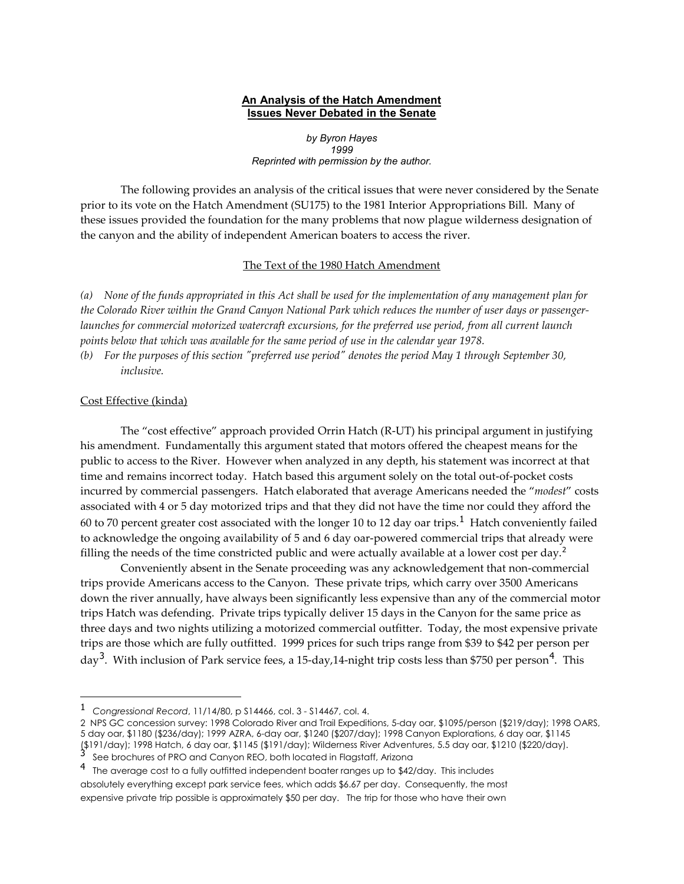**An Analysis of the Hatch Amendment**
**Issues Never Debated in the Senate**

*by Byron Hayes*
*1999*
*Reprinted with permission by the author.*

The following provides an analysis of the critical issues that were never considered by the Senate prior to its vote on the Hatch Amendment (SU175) to the 1981 Interior Appropriations Bill. Many of these issues provided the foundation for the many problems that now plague wilderness designation of the canyon and the ability of independent American boaters to access the river.

## The Text of the 1980 Hatch Amendment

*(a) None of the funds appropriated in this Act shall be used for the implementation of any management plan for the Colorado River within the Grand Canyon National Park which reduces the number of user days or passenger-launches for commercial motorized watercraft excursions, for the preferred use period, from all current launch points below that which was available for the same period of use in the calendar year 1978.*

*(b) For the purposes of this section "preferred use period" denotes the period May 1 through September 30, inclusive.*

## Cost Effective (kinda)

The "cost effective" approach provided Orrin Hatch (R-UT) his principal argument in justifying his amendment. Fundamentally this argument stated that motors offered the cheapest means for the public to access to the River. However when analyzed in any depth, his statement was incorrect at that time and remains incorrect today. Hatch based this argument solely on the total out-of-pocket costs incurred by commercial passengers. Hatch elaborated that average Americans needed the "*modest*" costs associated with 4 or 5 day motorized trips and that they did not have the time nor could they afford the 60 to 70 percent greater cost associated with the longer 10 to 12 day oar trips.[1] Hatch conveniently failed to acknowledge the ongoing availability of 5 and 6 day oar-powered commercial trips that already were filling the needs of the time constricted public and were actually available at a lower cost per day.[2]

Conveniently absent in the Senate proceeding was any acknowledgement that non-commercial trips provide Americans access to the Canyon. These private trips, which carry over 3500 Americans down the river annually, have always been significantly less expensive than any of the commercial motor trips Hatch was defending. Private trips typically deliver 15 days in the Canyon for the same price as three days and two nights utilizing a motorized commercial outfitter. Today, the most expensive private trips are those which are fully outfitted. 1999 prices for such trips range from \$39 to \$42 per person per day[3]. With inclusion of Park service fees, a 15-day,14-night trip costs less than \$750 per person[4]. This

---

[1] *Congressional Record*, 11/14/80, p S14466, col. 3 - S14467, col. 4.

[2] NPS GC concession survey: 1998 Colorado River and Trail Expeditions, 5-day oar, \$1095/person (\$219/day); 1998 OARS, 5 day oar, \$1180 (\$236/day); 1999 AZRA, 6-day oar, \$1240 (\$207/day); 1998 Canyon Explorations, 6 day oar, \$1145 (\$191/day); 1998 Hatch, 6 day oar, \$1145 (\$191/day); Wilderness River Adventures, 5.5 day oar, \$1210 (\$220/day).

[3] See brochures of PRO and Canyon REO, both located in Flagstaff, Arizona

[4] The average cost to a fully outfitted independent boater ranges up to \$42/day. This includes absolutely everything except park service fees, which adds \$6.67 per day. Consequently, the most expensive private trip possible is approximately \$50 per day. The trip for those who have their own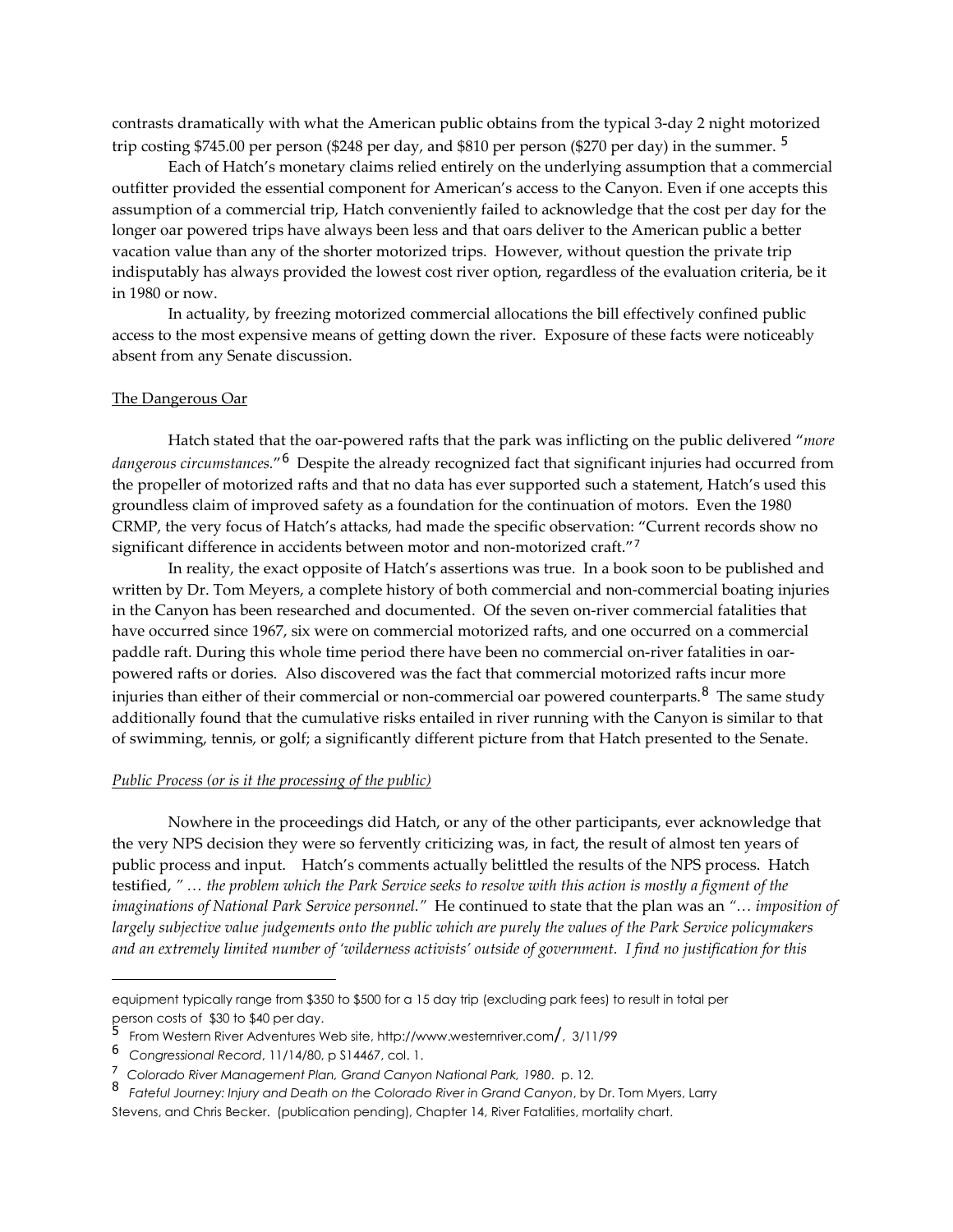contrasts dramatically with what the American public obtains from the typical 3-day 2 night motorized trip costing $745.00 per person ($248 per day, and $810 per person ($270 per day) in the summer. [5]

Each of Hatch's monetary claims relied entirely on the underlying assumption that a commercial outfitter provided the essential component for American's access to the Canyon. Even if one accepts this assumption of a commercial trip, Hatch conveniently failed to acknowledge that the cost per day for the longer oar powered trips have always been less and that oars deliver to the American public a better vacation value than any of the shorter motorized trips. However, without question the private trip indisputably has always provided the lowest cost river option, regardless of the evaluation criteria, be it in 1980 or now.

In actuality, by freezing motorized commercial allocations the bill effectively confined public access to the most expensive means of getting down the river. Exposure of these facts were noticeably absent from any Senate discussion.

## The Dangerous Oar

Hatch stated that the oar-powered rafts that the park was inflicting on the public delivered "*more dangerous circumstances.*"[6] Despite the already recognized fact that significant injuries had occurred from the propeller of motorized rafts and that no data has ever supported such a statement, Hatch's used this groundless claim of improved safety as a foundation for the continuation of motors. Even the 1980 CRMP, the very focus of Hatch's attacks, had made the specific observation: "Current records show no significant difference in accidents between motor and non-motorized craft."[7]

In reality, the exact opposite of Hatch's assertions was true. In a book soon to be published and written by Dr. Tom Meyers, a complete history of both commercial and non-commercial boating injuries in the Canyon has been researched and documented. Of the seven on-river commercial fatalities that have occurred since 1967, six were on commercial motorized rafts, and one occurred on a commercial paddle raft. During this whole time period there have been no commercial on-river fatalities in oar-powered rafts or dories. Also discovered was the fact that commercial motorized rafts incur more injuries than either of their commercial or non-commercial oar powered counterparts.[8] The same study additionally found that the cumulative risks entailed in river running with the Canyon is similar to that of swimming, tennis, or golf; a significantly different picture from that Hatch presented to the Senate.

## *Public Process (or is it the processing of the public)*

Nowhere in the proceedings did Hatch, or any of the other participants, ever acknowledge that the very NPS decision they were so fervently criticizing was, in fact, the result of almost ten years of public process and input. Hatch's comments actually belittled the results of the NPS process. Hatch testified, *" … the problem which the Park Service seeks to resolve with this action is mostly a figment of the imaginations of National Park Service personnel."* He continued to state that the plan was an *"… imposition of largely subjective value judgements onto the public which are purely the values of the Park Service policymakers and an extremely limited number of 'wilderness activists' outside of government. I find no justification for this*

---

equipment typically range from $350 to $500 for a 15 day trip (excluding park fees) to result in total per person costs of $30 to $40 per day.

[5] From Western River Adventures Web site, http://www.westernriver.com/, 3/11/99

[6] *Congressional Record*, 11/14/80, p S14467, col. 1.

[7] *Colorado River Management Plan, Grand Canyon National Park, 1980*. p. 12.

[8] *Fateful Journey: Injury and Death on the Colorado River in Grand Canyon*, by Dr. Tom Myers, Larry Stevens, and Chris Becker. (publication pending), Chapter 14, River Fatalities, mortality chart.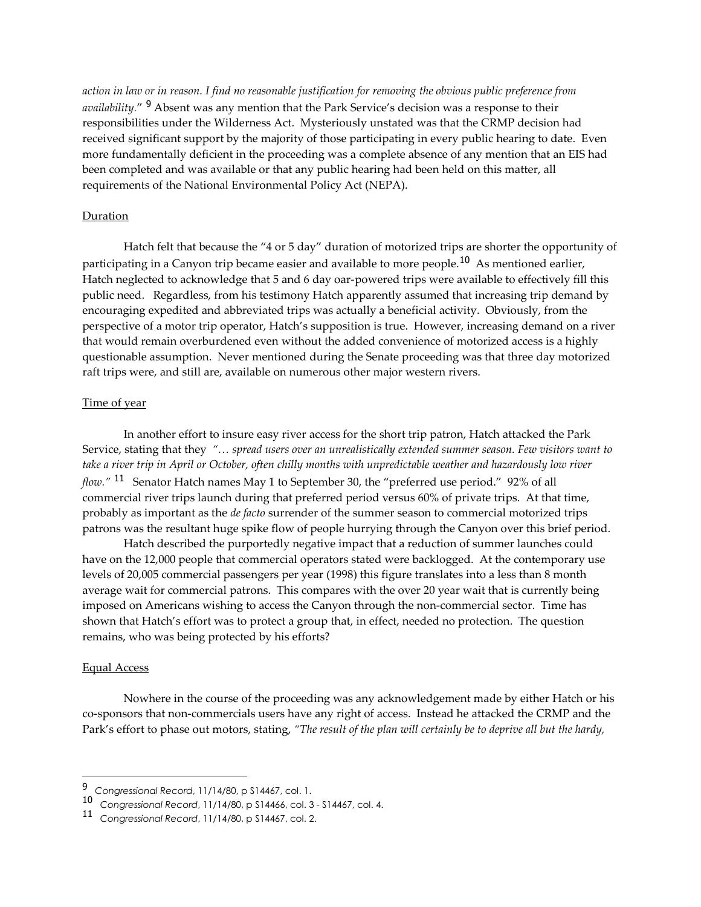*action in law or in reason. I find no reasonable justification for removing the obvious public preference from availability.*" [9] Absent was any mention that the Park Service's decision was a response to their responsibilities under the Wilderness Act. Mysteriously unstated was that the CRMP decision had received significant support by the majority of those participating in every public hearing to date. Even more fundamentally deficient in the proceeding was a complete absence of any mention that an EIS had been completed and was available or that any public hearing had been held on this matter, all requirements of the National Environmental Policy Act (NEPA).

<u>Duration</u>

Hatch felt that because the "4 or 5 day" duration of motorized trips are shorter the opportunity of participating in a Canyon trip became easier and available to more people.[10] As mentioned earlier, Hatch neglected to acknowledge that 5 and 6 day oar-powered trips were available to effectively fill this public need. Regardless, from his testimony Hatch apparently assumed that increasing trip demand by encouraging expedited and abbreviated trips was actually a beneficial activity. Obviously, from the perspective of a motor trip operator, Hatch's supposition is true. However, increasing demand on a river that would remain overburdened even without the added convenience of motorized access is a highly questionable assumption. Never mentioned during the Senate proceeding was that three day motorized raft trips were, and still are, available on numerous other major western rivers.

<u>Time of year</u>

In another effort to insure easy river access for the short trip patron, Hatch attacked the Park Service, stating that they *"… spread users over an unrealistically extended summer season. Few visitors want to take a river trip in April or October, often chilly months with unpredictable weather and hazardously low river flow."* [11] Senator Hatch names May 1 to September 30, the "preferred use period." 92% of all commercial river trips launch during that preferred period versus 60% of private trips. At that time, probably as important as the *de facto* surrender of the summer season to commercial motorized trips patrons was the resultant huge spike flow of people hurrying through the Canyon over this brief period.

Hatch described the purportedly negative impact that a reduction of summer launches could have on the 12,000 people that commercial operators stated were backlogged. At the contemporary use levels of 20,005 commercial passengers per year (1998) this figure translates into a less than 8 month average wait for commercial patrons. This compares with the over 20 year wait that is currently being imposed on Americans wishing to access the Canyon through the non-commercial sector. Time has shown that Hatch's effort was to protect a group that, in effect, needed no protection. The question remains, who was being protected by his efforts?

<u>Equal Access</u>

Nowhere in the course of the proceeding was any acknowledgement made by either Hatch or his co-sponsors that non-commercials users have any right of access. Instead he attacked the CRMP and the Park's effort to phase out motors, stating, *"The result of the plan will certainly be to deprive all but the hardy,*

---

[9] *Congressional Record*, 11/14/80, p S14467, col. 1.

[10] *Congressional Record*, 11/14/80, p S14466, col. 3 - S14467, col. 4.

[11] *Congressional Record*, 11/14/80, p S14467, col. 2.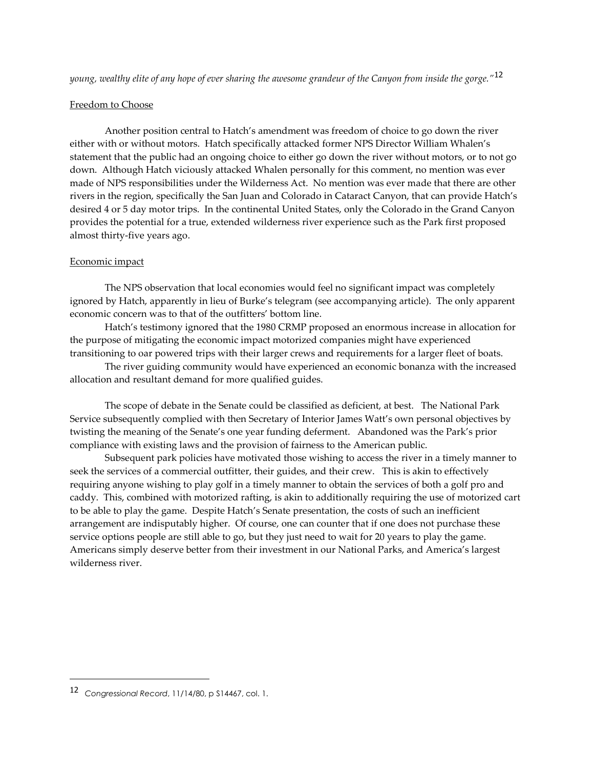*young, wealthy elite of any hope of ever sharing the awesome grandeur of the Canyon from inside the gorge."*[12]

Freedom to Choose

Another position central to Hatch's amendment was freedom of choice to go down the river either with or without motors. Hatch specifically attacked former NPS Director William Whalen's statement that the public had an ongoing choice to either go down the river without motors, or to not go down. Although Hatch viciously attacked Whalen personally for this comment, no mention was ever made of NPS responsibilities under the Wilderness Act. No mention was ever made that there are other rivers in the region, specifically the San Juan and Colorado in Cataract Canyon, that can provide Hatch's desired 4 or 5 day motor trips. In the continental United States, only the Colorado in the Grand Canyon provides the potential for a true, extended wilderness river experience such as the Park first proposed almost thirty-five years ago.

Economic impact

The NPS observation that local economies would feel no significant impact was completely ignored by Hatch, apparently in lieu of Burke's telegram (see accompanying article). The only apparent economic concern was to that of the outfitters' bottom line.

Hatch's testimony ignored that the 1980 CRMP proposed an enormous increase in allocation for the purpose of mitigating the economic impact motorized companies might have experienced transitioning to oar powered trips with their larger crews and requirements for a larger fleet of boats.

The river guiding community would have experienced an economic bonanza with the increased allocation and resultant demand for more qualified guides.

The scope of debate in the Senate could be classified as deficient, at best. The National Park Service subsequently complied with then Secretary of Interior James Watt's own personal objectives by twisting the meaning of the Senate's one year funding deferment. Abandoned was the Park's prior compliance with existing laws and the provision of fairness to the American public.

Subsequent park policies have motivated those wishing to access the river in a timely manner to seek the services of a commercial outfitter, their guides, and their crew. This is akin to effectively requiring anyone wishing to play golf in a timely manner to obtain the services of both a golf pro and caddy. This, combined with motorized rafting, is akin to additionally requiring the use of motorized cart to be able to play the game. Despite Hatch's Senate presentation, the costs of such an inefficient arrangement are indisputably higher. Of course, one can counter that if one does not purchase these service options people are still able to go, but they just need to wait for 20 years to play the game. Americans simply deserve better from their investment in our National Parks, and America's largest wilderness river.

---

[12] *Congressional Record*, 11/14/80, p S14467, col. 1.